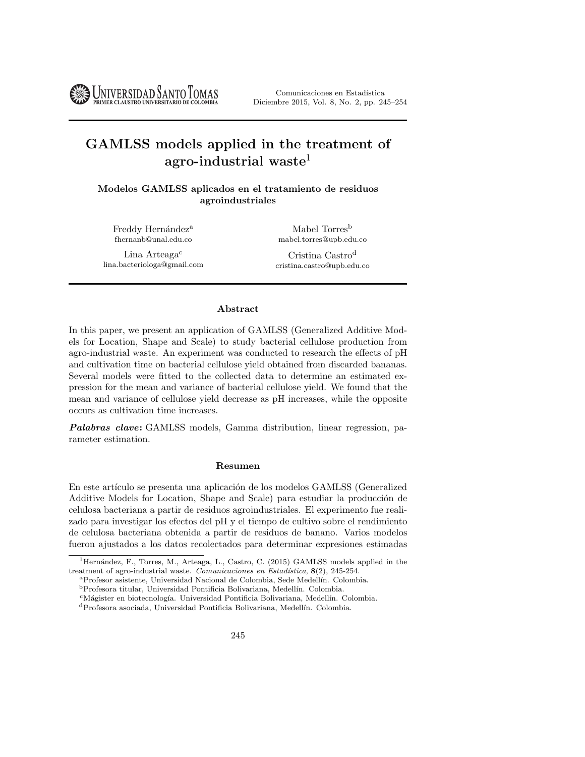# GAMLSS models applied in the treatment of agro-industrial waste[1]

### Modelos GAMLSS aplicados en el tratamiento de residuos agroindustriales

Freddy Hernández[a]
fhernanb@unal.edu.co

Mabel Torres[b]
mabel.torres@upb.edu.co

Lina Arteaga[c]
lina.bacteriologa@gmail.com

Cristina Castro[d]
cristina.castro@upb.edu.co

#### Abstract

In this paper, we present an application of GAMLSS (Generalized Additive Models for Location, Shape and Scale) to study bacterial cellulose production from agro-industrial waste. An experiment was conducted to research the effects of pH and cultivation time on bacterial cellulose yield obtained from discarded bananas. Several models were fitted to the collected data to determine an estimated expression for the mean and variance of bacterial cellulose yield. We found that the mean and variance of cellulose yield decrease as pH increases, while the opposite occurs as cultivation time increases.

***Palabras clave*:** GAMLSS models, Gamma distribution, linear regression, parameter estimation.

#### Resumen

En este artículo se presenta una aplicación de los modelos GAMLSS (Generalized Additive Models for Location, Shape and Scale) para estudiar la producción de celulosa bacteriana a partir de residuos agroindustriales. El experimento fue realizado para investigar los efectos del pH y el tiempo de cultivo sobre el rendimiento de celulosa bacteriana obtenida a partir de residuos de banano. Varios modelos fueron ajustados a los datos recolectados para determinar expresiones estimadas

---

[1] Hernández, F., Torres, M., Arteaga, L., Castro, C. (2015) GAMLSS models applied in the treatment of agro-industrial waste. *Comunicaciones en Estadística*, **8**(2), 245-254.

[a] Profesor asistente, Universidad Nacional de Colombia, Sede Medellín. Colombia.

[b] Profesora titular, Universidad Pontificia Bolivariana, Medellín. Colombia.

[c] Mágister en biotecnología. Universidad Pontificia Bolivariana, Medellín. Colombia.

[d] Profesora asociada, Universidad Pontificia Bolivariana, Medellín. Colombia.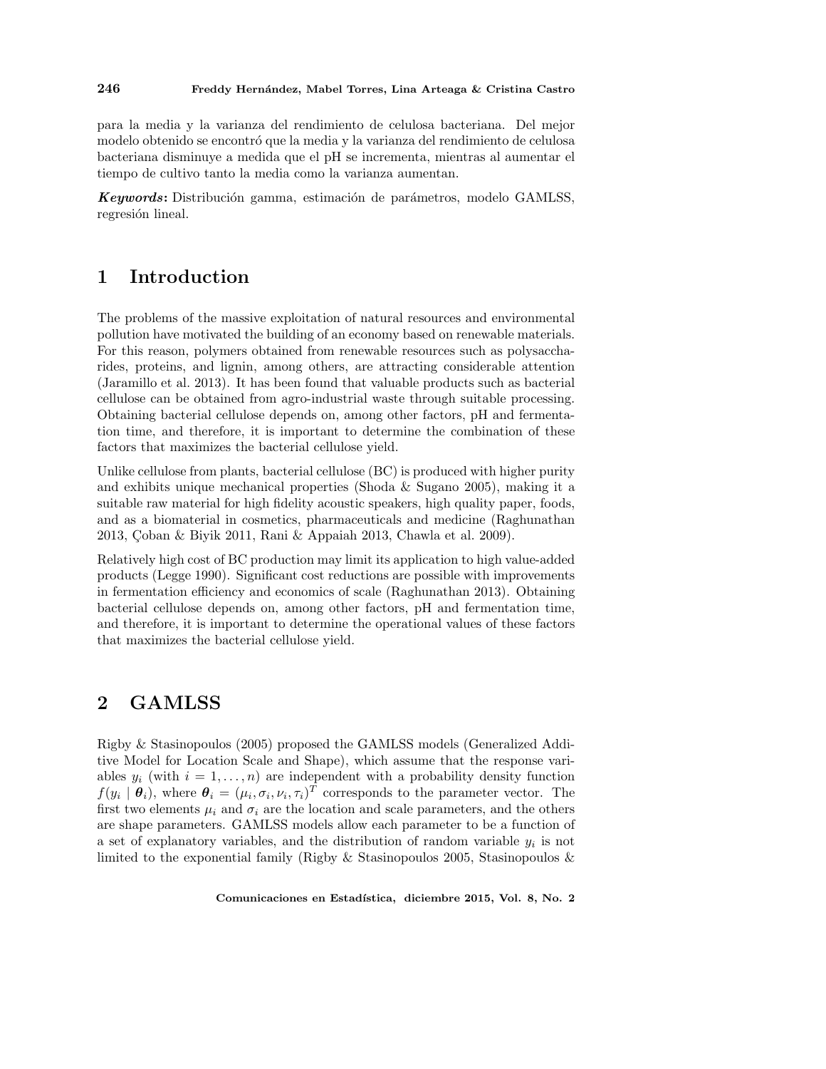para la media y la varianza del rendimiento de celulosa bacteriana. Del mejor modelo obtenido se encontró que la media y la varianza del rendimiento de celulosa bacteriana disminuye a medida que el pH se incrementa, mientras al aumentar el tiempo de cultivo tanto la media como la varianza aumentan.

***Keywords*:** Distribución gamma, estimación de parámetros, modelo GAMLSS, regresión lineal.

# 1 Introduction

The problems of the massive exploitation of natural resources and environmental pollution have motivated the building of an economy based on renewable materials. For this reason, polymers obtained from renewable resources such as polysaccharides, proteins, and lignin, among others, are attracting considerable attention (Jaramillo et al. 2013). It has been found that valuable products such as bacterial cellulose can be obtained from agro-industrial waste through suitable processing. Obtaining bacterial cellulose depends on, among other factors, pH and fermentation time, and therefore, it is important to determine the combination of these factors that maximizes the bacterial cellulose yield.

Unlike cellulose from plants, bacterial cellulose (BC) is produced with higher purity and exhibits unique mechanical properties (Shoda & Sugano 2005), making it a suitable raw material for high fidelity acoustic speakers, high quality paper, foods, and as a biomaterial in cosmetics, pharmaceuticals and medicine (Raghunathan 2013, Çoban & Biyik 2011, Rani & Appaiah 2013, Chawla et al. 2009).

Relatively high cost of BC production may limit its application to high value-added products (Legge 1990). Significant cost reductions are possible with improvements in fermentation efficiency and economics of scale (Raghunathan 2013). Obtaining bacterial cellulose depends on, among other factors, pH and fermentation time, and therefore, it is important to determine the operational values of these factors that maximizes the bacterial cellulose yield.

# 2 GAMLSS

Rigby & Stasinopoulos (2005) proposed the GAMLSS models (Generalized Additive Model for Location Scale and Shape), which assume that the response variables $y_i$ (with $i = 1, \ldots, n$) are independent with a probability density function $f(y_i \mid \boldsymbol{\theta}_i)$, where $\boldsymbol{\theta}_i = (\mu_i, \sigma_i, \nu_i, \tau_i)^T$ corresponds to the parameter vector. The first two elements $\mu_i$ and $\sigma_i$ are the location and scale parameters, and the others are shape parameters. GAMLSS models allow each parameter to be a function of a set of explanatory variables, and the distribution of random variable $y_i$ is not limited to the exponential family (Rigby & Stasinopoulos 2005, Stasinopoulos &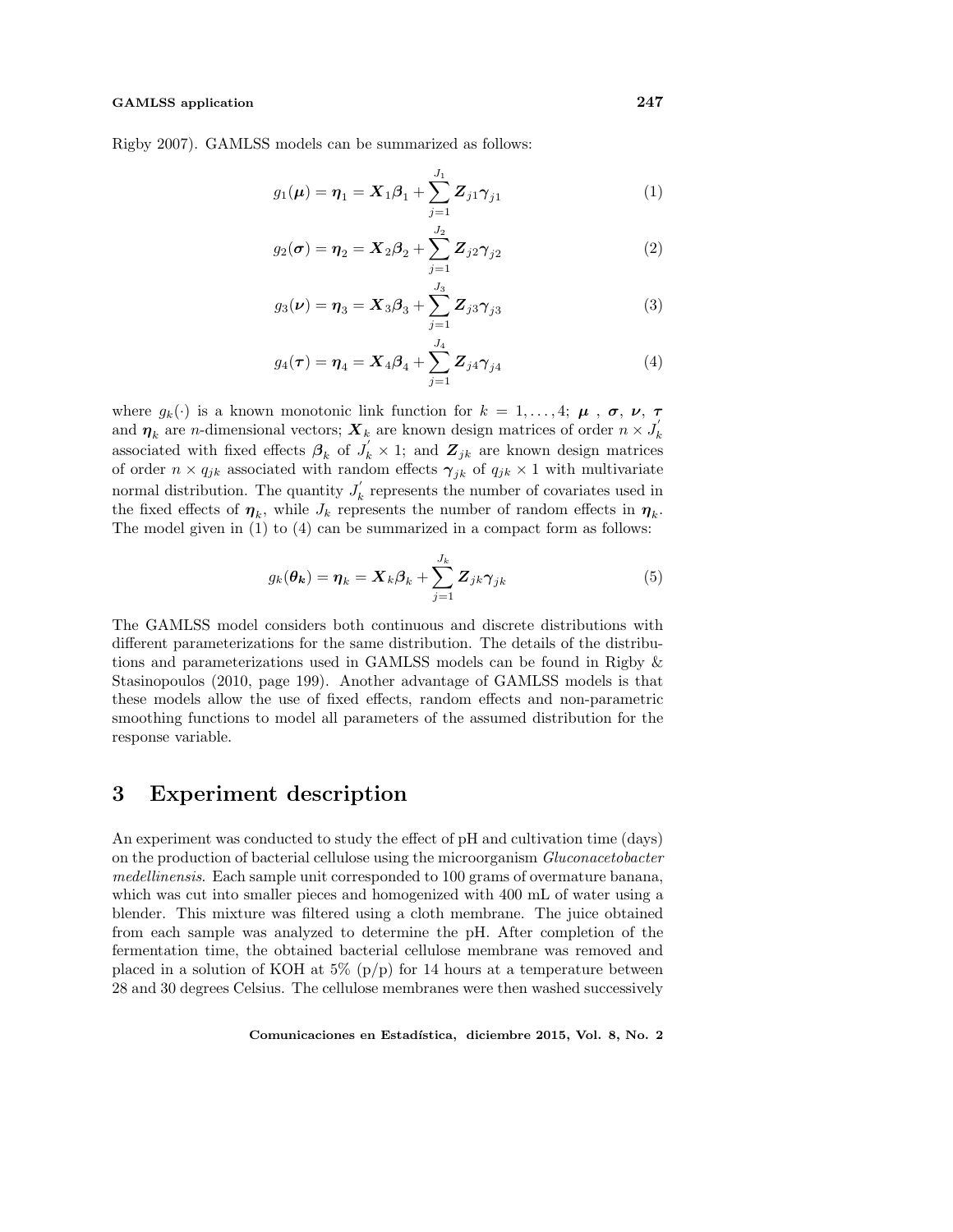Rigby 2007). GAMLSS models can be summarized as follows:

$$g_1(\boldsymbol{\mu}) = \boldsymbol{\eta}_1 = \boldsymbol{X}_1\boldsymbol{\beta}_1 + \sum_{j=1}^{J_1} \boldsymbol{Z}_{j1}\boldsymbol{\gamma}_{j1} \tag{1}$$

$$g_2(\boldsymbol{\sigma}) = \boldsymbol{\eta}_2 = \boldsymbol{X}_2\boldsymbol{\beta}_2 + \sum_{j=1}^{J_2} \boldsymbol{Z}_{j2}\boldsymbol{\gamma}_{j2} \tag{2}$$

$$g_3(\boldsymbol{\nu}) = \boldsymbol{\eta}_3 = \boldsymbol{X}_3\boldsymbol{\beta}_3 + \sum_{j=1}^{J_3} \boldsymbol{Z}_{j3}\boldsymbol{\gamma}_{j3} \tag{3}$$

$$g_4(\boldsymbol{\tau}) = \boldsymbol{\eta}_4 = \boldsymbol{X}_4\boldsymbol{\beta}_4 + \sum_{j=1}^{J_4} \boldsymbol{Z}_{j4}\boldsymbol{\gamma}_{j4} \tag{4}$$

where $g_k(\cdot)$ is a known monotonic link function for $k = 1, \ldots, 4$; $\boldsymbol{\mu}$ , $\boldsymbol{\sigma}$, $\boldsymbol{\nu}$, $\boldsymbol{\tau}$ and $\boldsymbol{\eta}_k$ are $n$-dimensional vectors; $\boldsymbol{X}_k$ are known design matrices of order $n \times J_k^{'}$ associated with fixed effects $\boldsymbol{\beta}_k$ of $J_k^{'} \times 1$; and $\boldsymbol{Z}_{jk}$ are known design matrices of order $n \times q_{jk}$ associated with random effects $\boldsymbol{\gamma}_{jk}$ of $q_{jk} \times 1$ with multivariate normal distribution. The quantity $J_k^{'}$ represents the number of covariates used in the fixed effects of $\boldsymbol{\eta}_k$, while $J_k$ represents the number of random effects in $\boldsymbol{\eta}_k$. The model given in (1) to (4) can be summarized in a compact form as follows:

$$g_k(\boldsymbol{\theta_k}) = \boldsymbol{\eta}_k = \boldsymbol{X}_k\boldsymbol{\beta}_k + \sum_{j=1}^{J_k} \boldsymbol{Z}_{jk}\boldsymbol{\gamma}_{jk} \tag{5}$$

The GAMLSS model considers both continuous and discrete distributions with different parameterizations for the same distribution. The details of the distributions and parameterizations used in GAMLSS models can be found in Rigby & Stasinopoulos (2010, page 199). Another advantage of GAMLSS models is that these models allow the use of fixed effects, random effects and non-parametric smoothing functions to model all parameters of the assumed distribution for the response variable.

# 3 Experiment description

An experiment was conducted to study the effect of pH and cultivation time (days) on the production of bacterial cellulose using the microorganism *Gluconacetobacter medellinensis*. Each sample unit corresponded to 100 grams of overmature banana, which was cut into smaller pieces and homogenized with 400 mL of water using a blender. This mixture was filtered using a cloth membrane. The juice obtained from each sample was analyzed to determine the pH. After completion of the fermentation time, the obtained bacterial cellulose membrane was removed and placed in a solution of KOH at 5% (p/p) for 14 hours at a temperature between 28 and 30 degrees Celsius. The cellulose membranes were then washed successively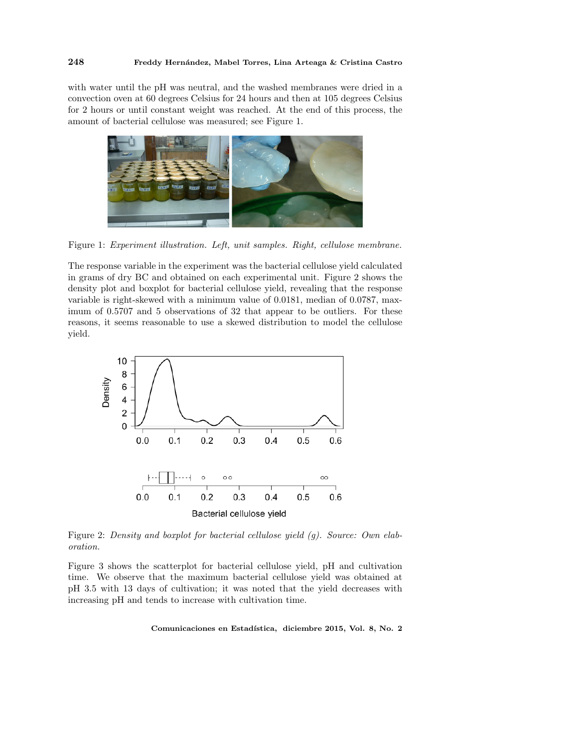with water until the pH was neutral, and the washed membranes were dried in a convection oven at 60 degrees Celsius for 24 hours and then at 105 degrees Celsius for 2 hours or until constant weight was reached. At the end of this process, the amount of bacterial cellulose was measured; see Figure 1.

Figure 1: *Experiment illustration. Left, unit samples. Right, cellulose membrane.*

The response variable in the experiment was the bacterial cellulose yield calculated in grams of dry BC and obtained on each experimental unit. Figure 2 shows the density plot and boxplot for bacterial cellulose yield, revealing that the response variable is right-skewed with a minimum value of 0.0181, median of 0.0787, maximum of 0.5707 and 5 observations of 32 that appear to be outliers. For these reasons, it seems reasonable to use a skewed distribution to model the cellulose yield.

Figure 2: *Density and boxplot for bacterial cellulose yield (g). Source: Own elaboration.*

Figure 3 shows the scatterplot for bacterial cellulose yield, pH and cultivation time. We observe that the maximum bacterial cellulose yield was obtained at pH 3.5 with 13 days of cultivation; it was noted that the yield decreases with increasing pH and tends to increase with cultivation time.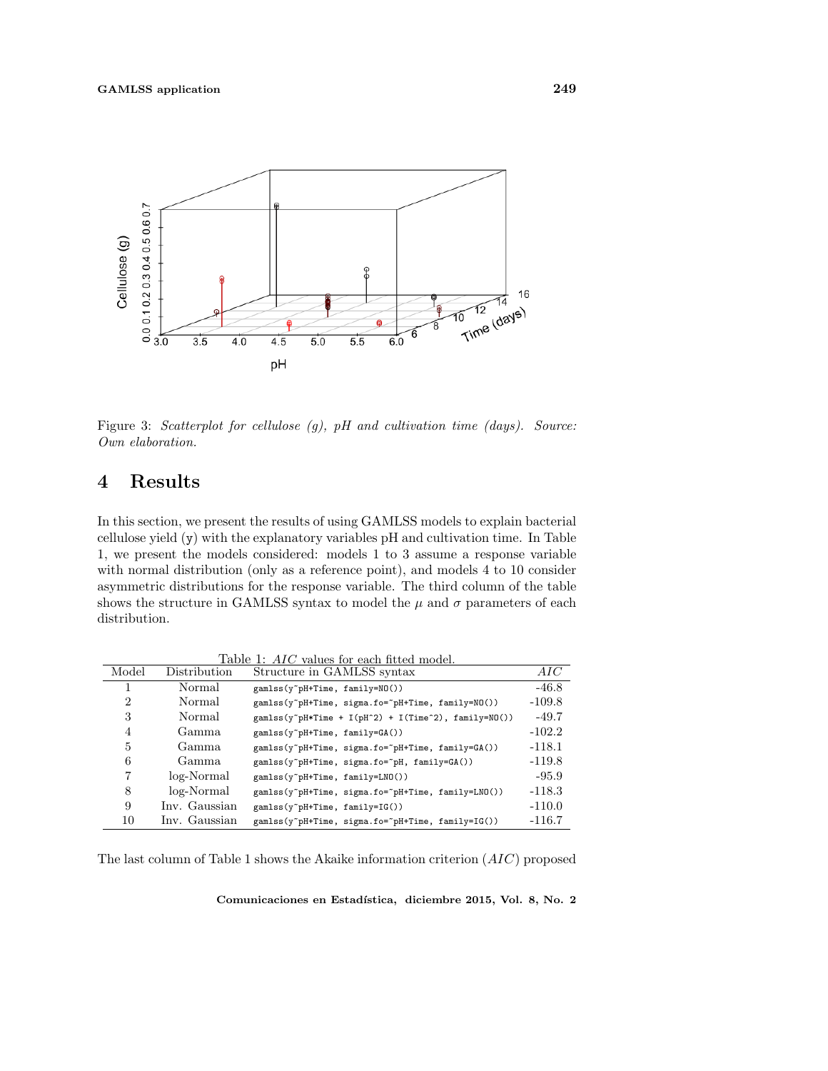Figure 3: *Scatterplot for cellulose (g), pH and cultivation time (days). Source: Own elaboration.*

# 4 Results

In this section, we present the results of using GAMLSS models to explain bacterial cellulose yield (y) with the explanatory variables pH and cultivation time. In Table 1, we present the models considered: models 1 to 3 assume a response variable with normal distribution (only as a reference point), and models 4 to 10 consider asymmetric distributions for the response variable. The third column of the table shows the structure in GAMLSS syntax to model the $\mu$ and $\sigma$ parameters of each distribution.

Table 1: *AIC* values for each fitted model.

| Model | Distribution | Structure in GAMLSS syntax | *AIC* |
|---|---|---|---|
| 1 | Normal | `gamlss(y~pH+Time, family=NO())` | -46.8 |
| 2 | Normal | `gamlss(y~pH+Time, sigma.fo=~pH+Time, family=NO())` | -109.8 |
| 3 | Normal | `gamlss(y~pH*Time + I(pH^2) + I(Time^2), family=NO())` | -49.7 |
| 4 | Gamma | `gamlss(y~pH+Time, family=GA())` | -102.2 |
| 5 | Gamma | `gamlss(y~pH+Time, sigma.fo=~pH+Time, family=GA())` | -118.1 |
| 6 | Gamma | `gamlss(y~pH+Time, sigma.fo=~pH, family=GA())` | -119.8 |
| 7 | log-Normal | `gamlss(y~pH+Time, family=LNO())` | -95.9 |
| 8 | log-Normal | `gamlss(y~pH+Time, sigma.fo=~pH+Time, family=LNO())` | -118.3 |
| 9 | Inv. Gaussian | `gamlss(y~pH+Time, family=IG())` | -110.0 |
| 10 | Inv. Gaussian | `gamlss(y~pH+Time, sigma.fo=~pH+Time, family=IG())` | -116.7 |

The last column of Table 1 shows the Akaike information criterion (*AIC*) proposed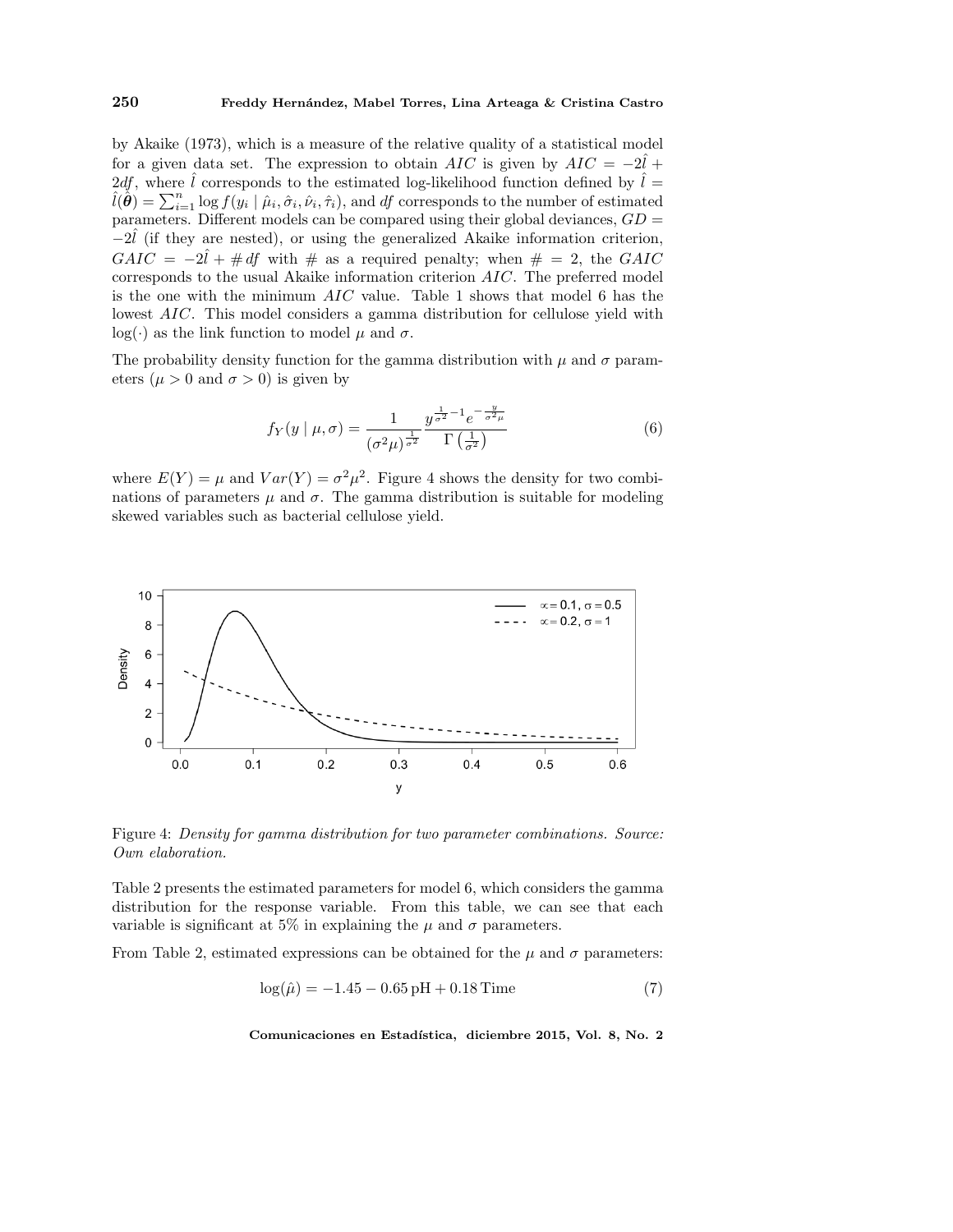by Akaike (1973), which is a measure of the relative quality of a statistical model for a given data set. The expression to obtain $AIC$ is given by $AIC = -2\hat{l} + 2df$, where $\hat{l}$ corresponds to the estimated log-likelihood function defined by $\hat{l} = \hat{l}(\hat{\boldsymbol{\theta}}) = \sum_{i=1}^{n} \log f(y_i \mid \hat{\mu}_i, \hat{\sigma}_i, \hat{\nu}_i, \hat{\tau}_i)$, and $df$ corresponds to the number of estimated parameters. Different models can be compared using their global deviances, $GD = -2\hat{l}$ (if they are nested), or using the generalized Akaike information criterion, $GAIC = -2\hat{l} + \# df$ with $\#$ as a required penalty; when $\# = 2$, the $GAIC$ corresponds to the usual Akaike information criterion $AIC$. The preferred model is the one with the minimum $AIC$ value. Table 1 shows that model 6 has the lowest $AIC$. This model considers a gamma distribution for cellulose yield with $\log(\cdot)$ as the link function to model $\mu$ and $\sigma$.

The probability density function for the gamma distribution with $\mu$ and $\sigma$ parameters ($\mu > 0$ and $\sigma > 0$) is given by

$$f_Y(y \mid \mu, \sigma) = \frac{1}{(\sigma^2 \mu)^{\frac{1}{\sigma^2}}} \frac{y^{\frac{1}{\sigma^2}-1} e^{-\frac{y}{\sigma^2 \mu}}}{\Gamma\left(\frac{1}{\sigma^2}\right)} \tag{6}$$

where $E(Y) = \mu$ and $Var(Y) = \sigma^2 \mu^2$. Figure 4 shows the density for two combinations of parameters $\mu$ and $\sigma$. The gamma distribution is suitable for modeling skewed variables such as bacterial cellulose yield.

Figure 4: *Density for gamma distribution for two parameter combinations. Source: Own elaboration.*

Table 2 presents the estimated parameters for model 6, which considers the gamma distribution for the response variable. From this table, we can see that each variable is significant at 5% in explaining the $\mu$ and $\sigma$ parameters.

From Table 2, estimated expressions can be obtained for the $\mu$ and $\sigma$ parameters:

$$\log(\hat{\mu}) = -1.45 - 0.65\,\text{pH} + 0.18\,\text{Time} \tag{7}$$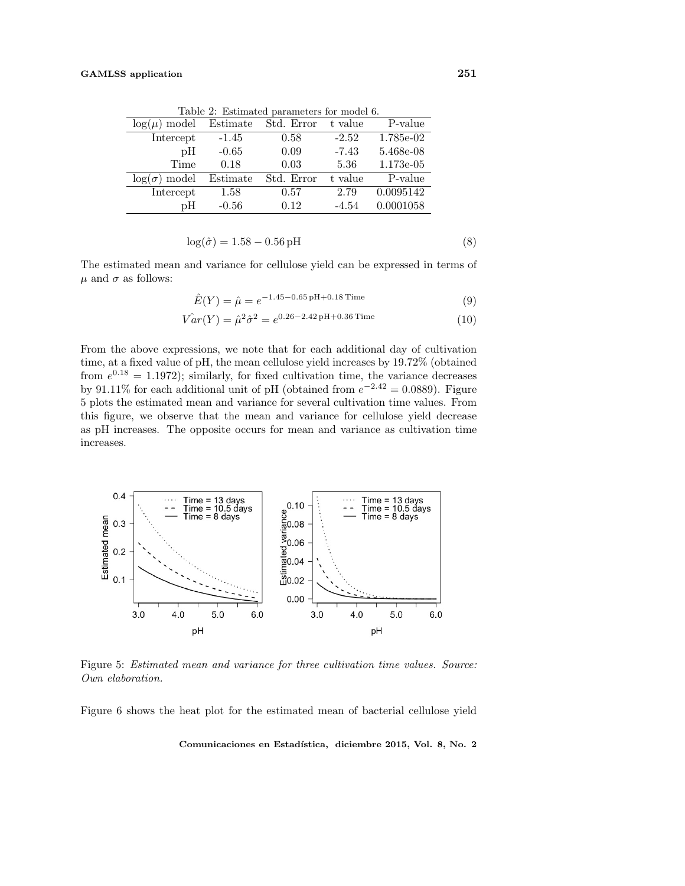Table 2: Estimated parameters for model 6.

| $\log(\mu)$ model | Estimate | Std. Error | t value | P-value |
|---|---|---|---|---|
| Intercept | -1.45 | 0.58 | -2.52 | 1.785e-02 |
| pH | -0.65 | 0.09 | -7.43 | 5.468e-08 |
| Time | 0.18 | 0.03 | 5.36 | 1.173e-05 |
| $\log(\sigma)$ model | Estimate | Std. Error | t value | P-value |
| Intercept | 1.58 | 0.57 | 2.79 | 0.0095142 |
| pH | -0.56 | 0.12 | -4.54 | 0.0001058 |

$$\log(\hat{\sigma}) = 1.58 - 0.56\,\text{pH} \tag{8}$$

The estimated mean and variance for cellulose yield can be expressed in terms of $\mu$ and $\sigma$ as follows:

$$\hat{E}(Y) = \hat{\mu} = e^{-1.45-0.65\,\text{pH}+0.18\,\text{Time}} \tag{9}$$

$$\hat{Var}(Y) = \hat{\mu}^2\hat{\sigma}^2 = e^{0.26-2.42\,\text{pH}+0.36\,\text{Time}} \tag{10}$$

From the above expressions, we note that for each additional day of cultivation time, at a fixed value of pH, the mean cellulose yield increases by 19.72% (obtained from $e^{0.18} = 1.1972$); similarly, for fixed cultivation time, the variance decreases by 91.11% for each additional unit of pH (obtained from $e^{-2.42} = 0.0889$). Figure 5 plots the estimated mean and variance for several cultivation time values. From this figure, we observe that the mean and variance for cellulose yield decrease as pH increases. The opposite occurs for mean and variance as cultivation time increases.

Figure 5: *Estimated mean and variance for three cultivation time values. Source: Own elaboration.*

Figure 6 shows the heat plot for the estimated mean of bacterial cellulose yield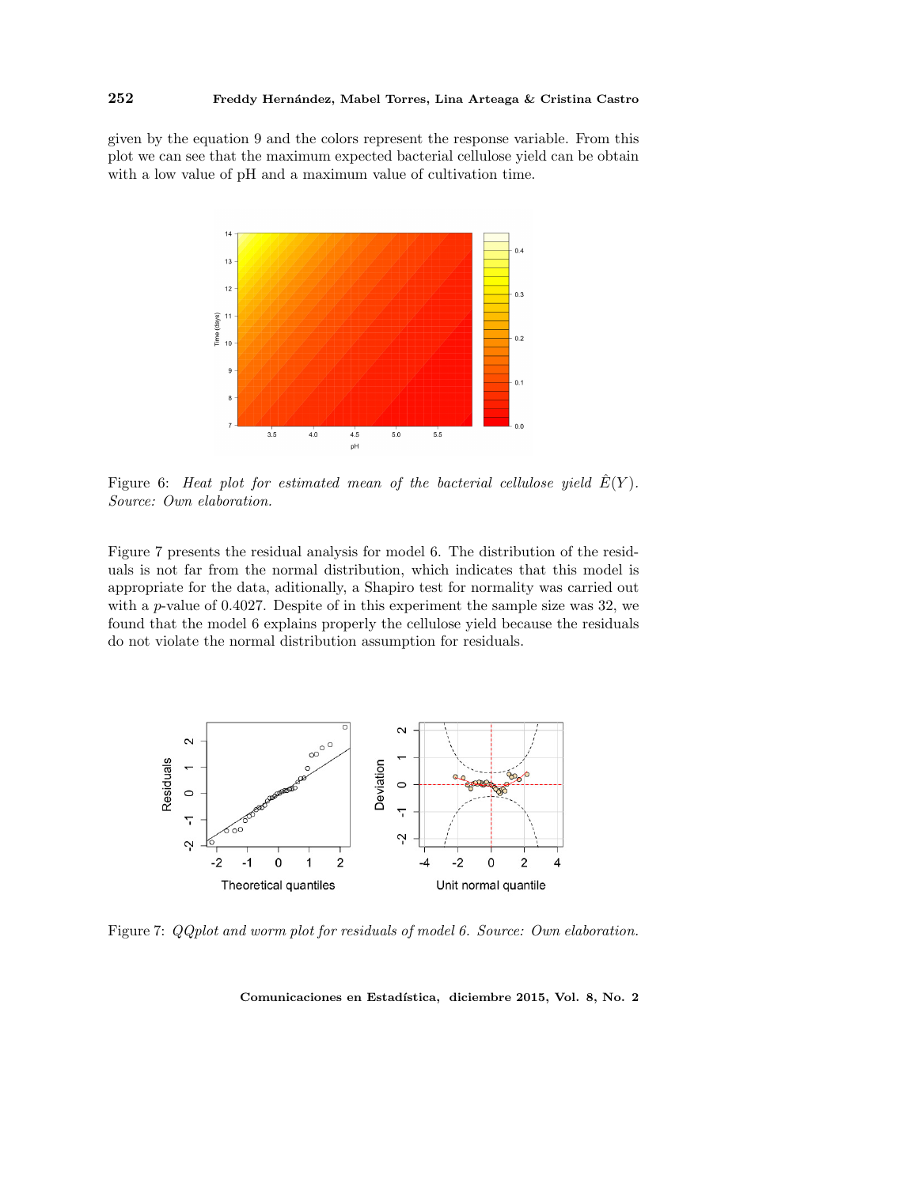given by the equation 9 and the colors represent the response variable. From this plot we can see that the maximum expected bacterial cellulose yield can be obtain with a low value of pH and a maximum value of cultivation time.

Figure 6: *Heat plot for estimated mean of the bacterial cellulose yield* $\hat{E}(Y)$. *Source: Own elaboration.*

Figure 7 presents the residual analysis for model 6. The distribution of the residuals is not far from the normal distribution, which indicates that this model is appropriate for the data, aditionally, a Shapiro test for normality was carried out with a $p$-value of 0.4027. Despite of in this experiment the sample size was 32, we found that the model 6 explains properly the cellulose yield because the residuals do not violate the normal distribution assumption for residuals.

Figure 7: *QQplot and worm plot for residuals of model 6. Source: Own elaboration.*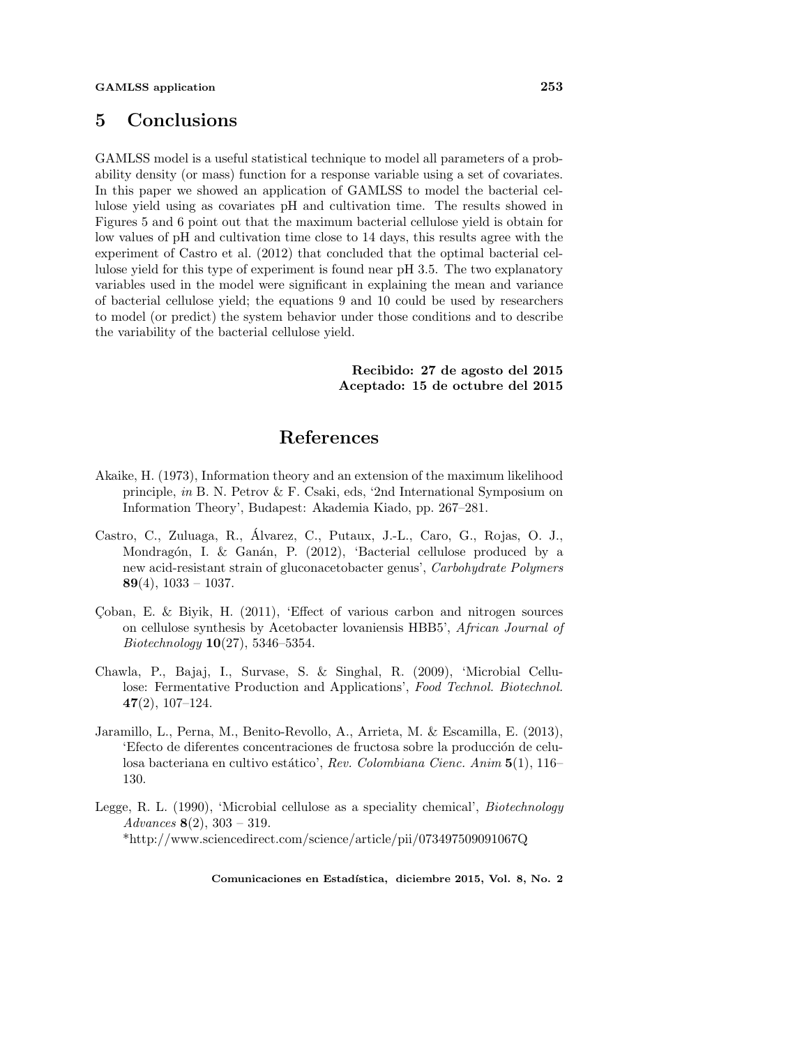# 5 Conclusions

GAMLSS model is a useful statistical technique to model all parameters of a probability density (or mass) function for a response variable using a set of covariates. In this paper we showed an application of GAMLSS to model the bacterial cellulose yield using as covariates pH and cultivation time. The results showed in Figures 5 and 6 point out that the maximum bacterial cellulose yield is obtain for low values of pH and cultivation time close to 14 days, this results agree with the experiment of Castro et al. (2012) that concluded that the optimal bacterial cellulose yield for this type of experiment is found near pH 3.5. The two explanatory variables used in the model were significant in explaining the mean and variance of bacterial cellulose yield; the equations 9 and 10 could be used by researchers to model (or predict) the system behavior under those conditions and to describe the variability of the bacterial cellulose yield.

**Recibido: 27 de agosto del 2015**
**Aceptado: 15 de octubre del 2015**

# References

Akaike, H. (1973), Information theory and an extension of the maximum likelihood principle, *in* B. N. Petrov & F. Csaki, eds, '2nd International Symposium on Information Theory', Budapest: Akademia Kiado, pp. 267–281.

Castro, C., Zuluaga, R., Álvarez, C., Putaux, J.-L., Caro, G., Rojas, O. J., Mondragón, I. & Ganán, P. (2012), 'Bacterial cellulose produced by a new acid-resistant strain of gluconacetobacter genus', *Carbohydrate Polymers* **89**(4), 1033 – 1037.

Çoban, E. & Biyik, H. (2011), 'Effect of various carbon and nitrogen sources on cellulose synthesis by Acetobacter lovaniensis HBB5', *African Journal of Biotechnology* **10**(27), 5346–5354.

Chawla, P., Bajaj, I., Survase, S. & Singhal, R. (2009), 'Microbial Cellulose: Fermentative Production and Applications', *Food Technol. Biotechnol.* **47**(2), 107–124.

Jaramillo, L., Perna, M., Benito-Revollo, A., Arrieta, M. & Escamilla, E. (2013), 'Efecto de diferentes concentraciones de fructosa sobre la producción de celulosa bacteriana en cultivo estático', *Rev. Colombiana Cienc. Anim* **5**(1), 116–130.

Legge, R. L. (1990), 'Microbial cellulose as a speciality chemical', *Biotechnology Advances* **8**(2), 303 – 319.
*http://www.sciencedirect.com/science/article/pii/073497509091067Q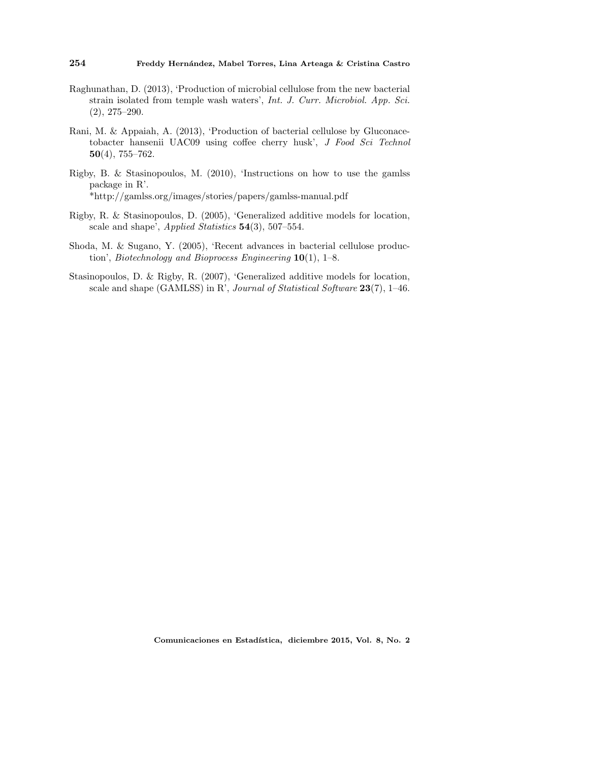Raghunathan, D. (2013), 'Production of microbial cellulose from the new bacterial strain isolated from temple wash waters', *Int. J. Curr. Microbiol. App. Sci.* (2), 275–290.

Rani, M. & Appaiah, A. (2013), 'Production of bacterial cellulose by Gluconacetobacter hansenii UAC09 using coffee cherry husk', *J Food Sci Technol* **50**(4), 755–762.

Rigby, B. & Stasinopoulos, M. (2010), 'Instructions on how to use the gamlss package in R'.
*http://gamlss.org/images/stories/papers/gamlss-manual.pdf

Rigby, R. & Stasinopoulos, D. (2005), 'Generalized additive models for location, scale and shape', *Applied Statistics* **54**(3), 507–554.

Shoda, M. & Sugano, Y. (2005), 'Recent advances in bacterial cellulose production', *Biotechnology and Bioprocess Engineering* **10**(1), 1–8.

Stasinopoulos, D. & Rigby, R. (2007), 'Generalized additive models for location, scale and shape (GAMLSS) in R', *Journal of Statistical Software* **23**(7), 1–46.